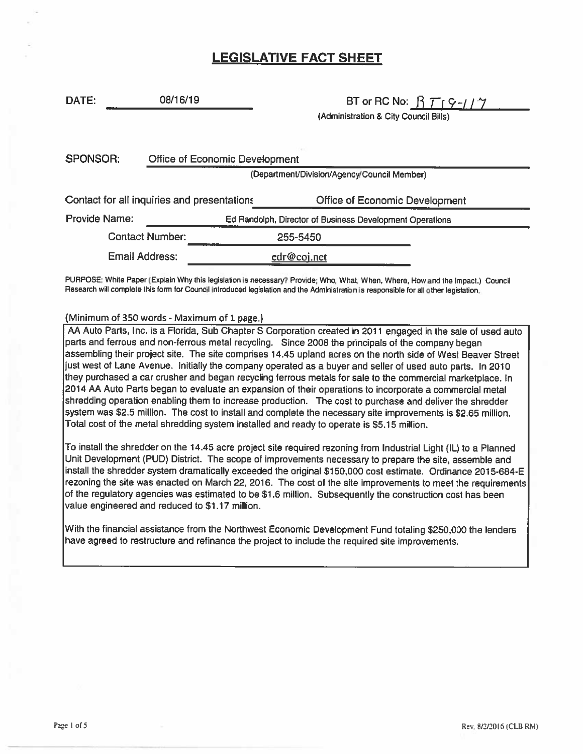# LEGISLATIVE FACT SHEET

DATE: 08/16/19

BT or RC No: BT19-117
(Administration & City Council Bills)

SPONSOR: Office of Economic Development
(Department/Division/Agency/Council Member)

Contact for all inquiries and presentations: Office of Economic Development

Provide Name: Ed Randolph, Director of Business Development Operations

Contact Number: 255-5450

Email Address: edr@coj.net

PURPOSE: White Paper (Explain Why this legislation is necessary? Provide; Who, What, When, Where, How and the Impact.) Council Research will complete this form for Council introduced legislation and the Administration is responsible for all other legislation.

(Minimum of 350 words - Maximum of 1 page.)

AA Auto Parts, Inc. is a Florida, Sub Chapter S Corporation created in 2011 engaged in the sale of used auto parts and ferrous and non-ferrous metal recycling. Since 2008 the principals of the company began assembling their project site. The site comprises 14.45 upland acres on the north side of West Beaver Street just west of Lane Avenue. Initially the company operated as a buyer and seller of used auto parts. In 2010 they purchased a car crusher and began recycling ferrous metals for sale to the commercial marketplace. In 2014 AA Auto Parts began to evaluate an expansion of their operations to incorporate a commercial metal shredding operation enabling them to increase production. The cost to purchase and deliver the shredder system was $2.5 million. The cost to install and complete the necessary site improvements is $2.65 million. Total cost of the metal shredding system installed and ready to operate is $5.15 million.

To install the shredder on the 14.45 acre project site required rezoning from Industrial Light (IL) to a Planned Unit Development (PUD) District. The scope of improvements necessary to prepare the site, assemble and install the shredder system dramatically exceeded the original $150,000 cost estimate. Ordinance 2015-684-E rezoning the site was enacted on March 22, 2016. The cost of the site improvements to meet the requirements of the regulatory agencies was estimated to be $1.6 million. Subsequently the construction cost has been value engineered and reduced to $1.17 million.

With the financial assistance from the Northwest Economic Development Fund totaling $250,000 the lenders have agreed to restructure and refinance the project to include the required site improvements.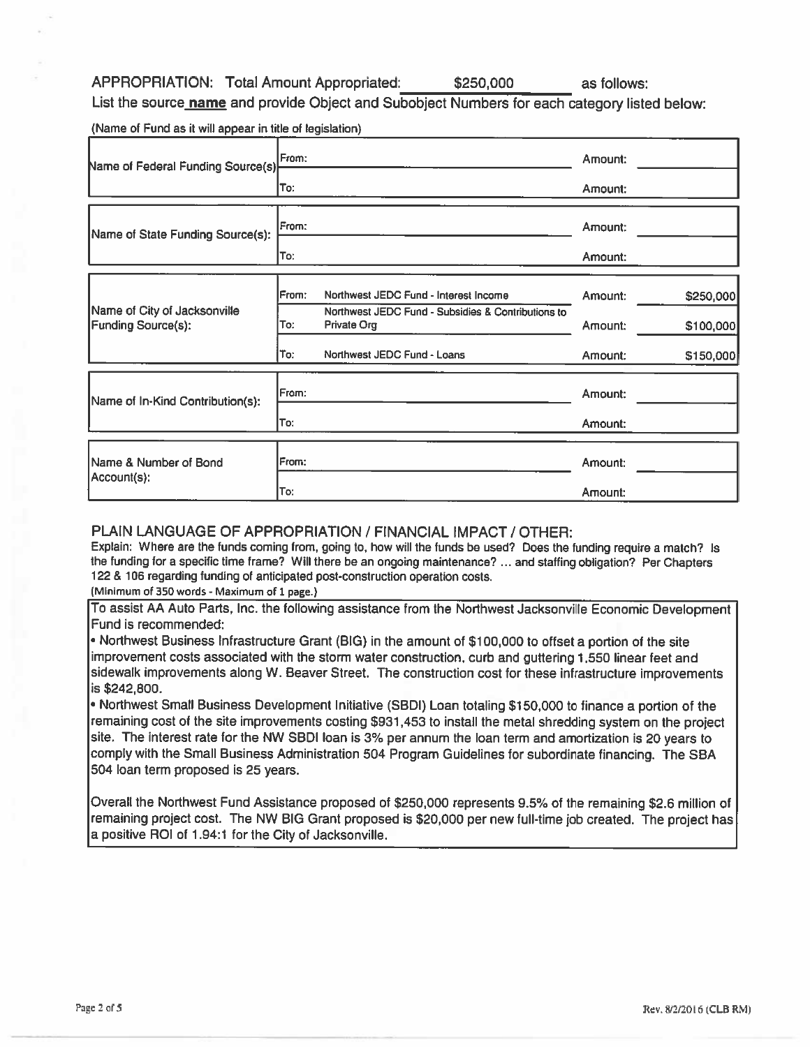**APPROPRIATION:** Total Amount Appropriated: \$250,000 as follows:

List the source **name** and provide Object and Subobject Numbers for each category listed below:

(Name of Fund as it will appear in title of legislation)

| | | | | |
|---|---|---|---|---|
| Name of Federal Funding Source(s): | From: | | Amount: | |
| | To: | | Amount: | |
| Name of State Funding Source(s): | From: | | Amount: | |
| | To: | | Amount: | |
| Name of City of Jacksonville Funding Source(s): | From: | Northwest JEDC Fund - Interest Income | Amount: | \$250,000 |
| | To: | Northwest JEDC Fund - Subsidies & Contributions to Private Org | Amount: | \$100,000 |
| | To: | Northwest JEDC Fund - Loans | Amount: | \$150,000 |
| Name of In-Kind Contribution(s): | From: | | Amount: | |
| | To: | | Amount: | |
| Name & Number of Bond Account(s): | From: | | Amount: | |
| | To: | | Amount: | |

## PLAIN LANGUAGE OF APPROPRIATION / FINANCIAL IMPACT / OTHER:

**Explain: Where are the funds coming from, going to, how will the funds be used? Does the funding require a match? Is the funding for a specific time frame? Will there be an ongoing maintenance? ... and staffing obligation? Per Chapters 122 & 106 regarding funding of anticipated post-construction operation costs.**

**(Minimum of 350 words - Maximum of 1 page.)**

To assist AA Auto Parts, Inc. the following assistance from the Northwest Jacksonville Economic Development Fund is recommended:

- Northwest Business Infrastructure Grant (BIG) in the amount of \$100,000 to offset a portion of the site improvement costs associated with the storm water construction, curb and guttering 1,550 linear feet and sidewalk improvements along W. Beaver Street. The construction cost for these infrastructure improvements is \$242,800.
- Northwest Small Business Development Initiative (SBDI) Loan totaling \$150,000 to finance a portion of the remaining cost of the site improvements costing \$931,453 to install the metal shredding system on the project site. The interest rate for the NW SBDI loan is 3% per annum the loan term and amortization is 20 years to comply with the Small Business Administration 504 Program Guidelines for subordinate financing. The SBA 504 loan term proposed is 25 years.

Overall the Northwest Fund Assistance proposed of \$250,000 represents 9.5% of the remaining \$2.6 million of remaining project cost. The NW BIG Grant proposed is \$20,000 per new full-time job created. The project has a positive ROI of 1.94:1 for the City of Jacksonville.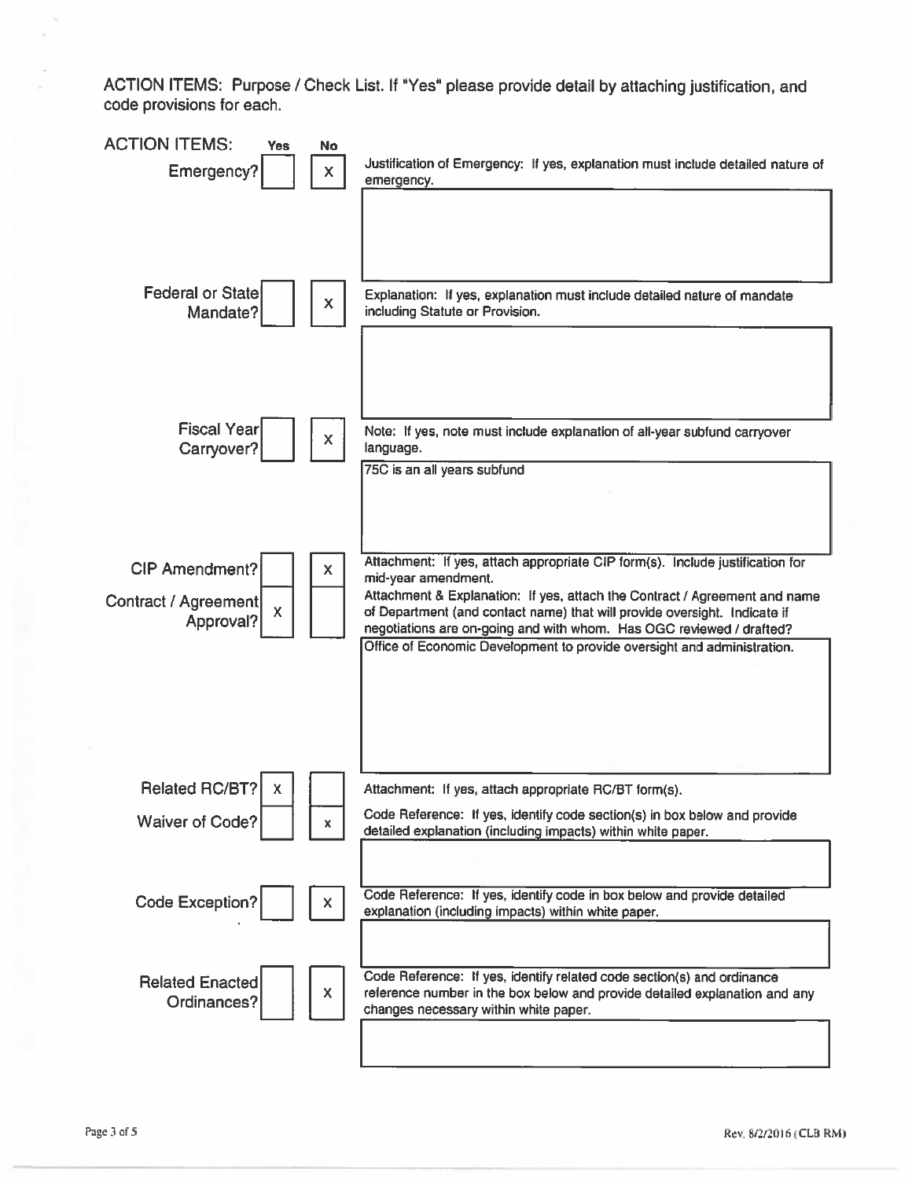ACTION ITEMS: Purpose / Check List. If "Yes" please provide detail by attaching justification, and code provisions for each.

| ACTION ITEMS: | Yes | No | Explanation |
|---|---|---|---|
| Emergency? | | X | Justification of Emergency: If yes, explanation must include detailed nature of emergency. |
| Federal or State Mandate? | | X | Explanation: If yes, explanation must include detailed nature of mandate including Statute or Provision. |
| Fiscal Year Carryover? | | X | Note: If yes, note must include explanation of all-year subfund carryover language.<br>75C is an all years subfund |
| CIP Amendment? | | X | Attachment: If yes, attach appropriate CIP form(s). Include justification for mid-year amendment. |
| Contract / Agreement Approval? | X | | Attachment & Explanation: If yes, attach the Contract / Agreement and name of Department (and contact name) that will provide oversight. Indicate if negotiations are on-going and with whom. Has OGC reviewed / drafted?<br>Office of Economic Development to provide oversight and administration. |
| Related RC/BT? | X | | Attachment: If yes, attach appropriate RC/BT form(s). |
| Waiver of Code? | | x | Code Reference: If yes, identify code section(s) in box below and provide detailed explanation (including impacts) within white paper. |
| Code Exception? | | X | Code Reference: If yes, identify code in box below and provide detailed explanation (including impacts) within white paper. |
| Related Enacted Ordinances? | | X | Code Reference: If yes, identify related code section(s) and ordinance reference number in the box below and provide detailed explanation and any changes necessary within white paper. |

Rev. 8/2/2016 (CLB RM)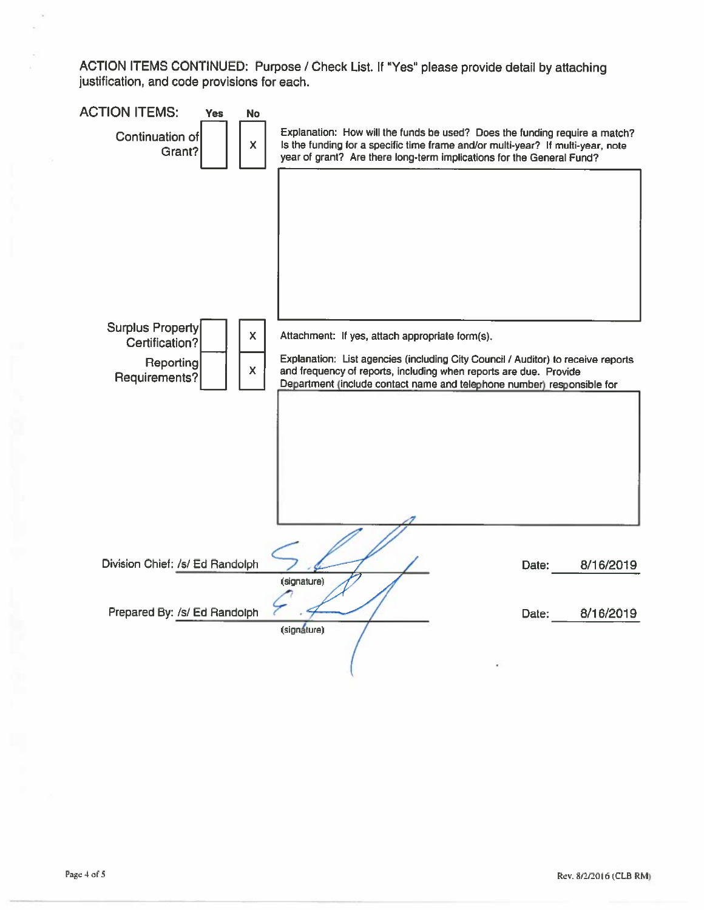**ACTION ITEMS CONTINUED:** Purpose / Check List. If "Yes" please provide detail by attaching justification, and code provisions for each.

| ACTION ITEMS: | Yes | No | |
|---|---|---|---|
| Continuation of Grant? | | X | Explanation: How will the funds be used? Does the funding require a match? Is the funding for a specific time frame and/or multi-year? If multi-year, note year of grant? Are there long-term implications for the General Fund? |
| Surplus Property Certification? | | X | Attachment: If yes, attach appropriate form(s). |
| Reporting Requirements? | | X | Explanation: List agencies (including City Council / Auditor) to receive reports and frequency of reports, including when reports are due. Provide Department (include contact name and telephone number) responsible for |

Division Chief: /s/ Ed Randolph _______________ (signature) Date: 8/16/2019

Prepared By: /s/ Ed Randolph _______________ (signature) Date: 8/16/2019

Rev. 8/2/2016 (CLB RM)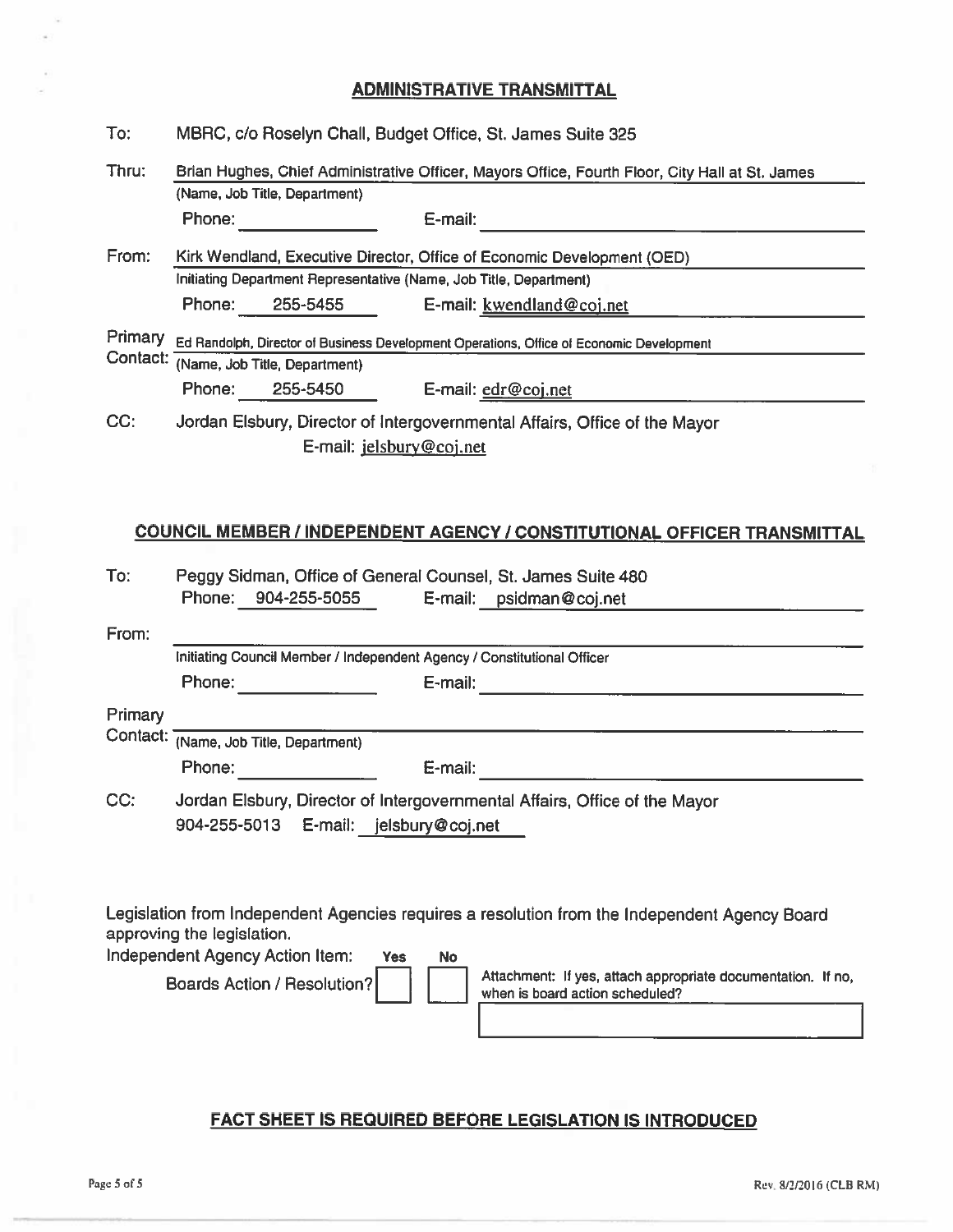## ADMINISTRATIVE TRANSMITTAL

To: MBRC, c/o Roselyn Chall, Budget Office, St. James Suite 325

Thru: Brian Hughes, Chief Administrative Officer, Mayors Office, Fourth Floor, City Hall at St. James
(Name, Job Title, Department)
Phone: E-mail:

From: Kirk Wendland, Executive Director, Office of Economic Development (OED)
Initiating Department Representative (Name, Job Title, Department)
Phone: 255-5455 E-mail: kwendland@coj.net

Primary Contact: Ed Randolph, Director of Business Development Operations, Office of Economic Development
(Name, Job Title, Department)
Phone: 255-5450 E-mail: edr@coj.net

CC: Jordan Elsbury, Director of Intergovernmental Affairs, Office of the Mayor
E-mail: jelsbury@coj.net

## COUNCIL MEMBER / INDEPENDENT AGENCY / CONSTITUTIONAL OFFICER TRANSMITTAL

To: Peggy Sidman, Office of General Counsel, St. James Suite 480
Phone: 904-255-5055 E-mail: psidman@coj.net

From:
Initiating Council Member / Independent Agency / Constitutional Officer
Phone: E-mail:

Primary Contact:
(Name, Job Title, Department)
Phone: E-mail:

CC: Jordan Elsbury, Director of Intergovernmental Affairs, Office of the Mayor
904-255-5013 E-mail: jelsbury@coj.net

Legislation from Independent Agencies requires a resolution from the Independent Agency Board approving the legislation.

Independent Agency Action Item: Yes No

Boards Action / Resolution? ☐ ☐

Attachment: If yes, attach appropriate documentation. If no, when is board action scheduled?

## FACT SHEET IS REQUIRED BEFORE LEGISLATION IS INTRODUCED

Rev. 8/2/2016 (CLB RM)